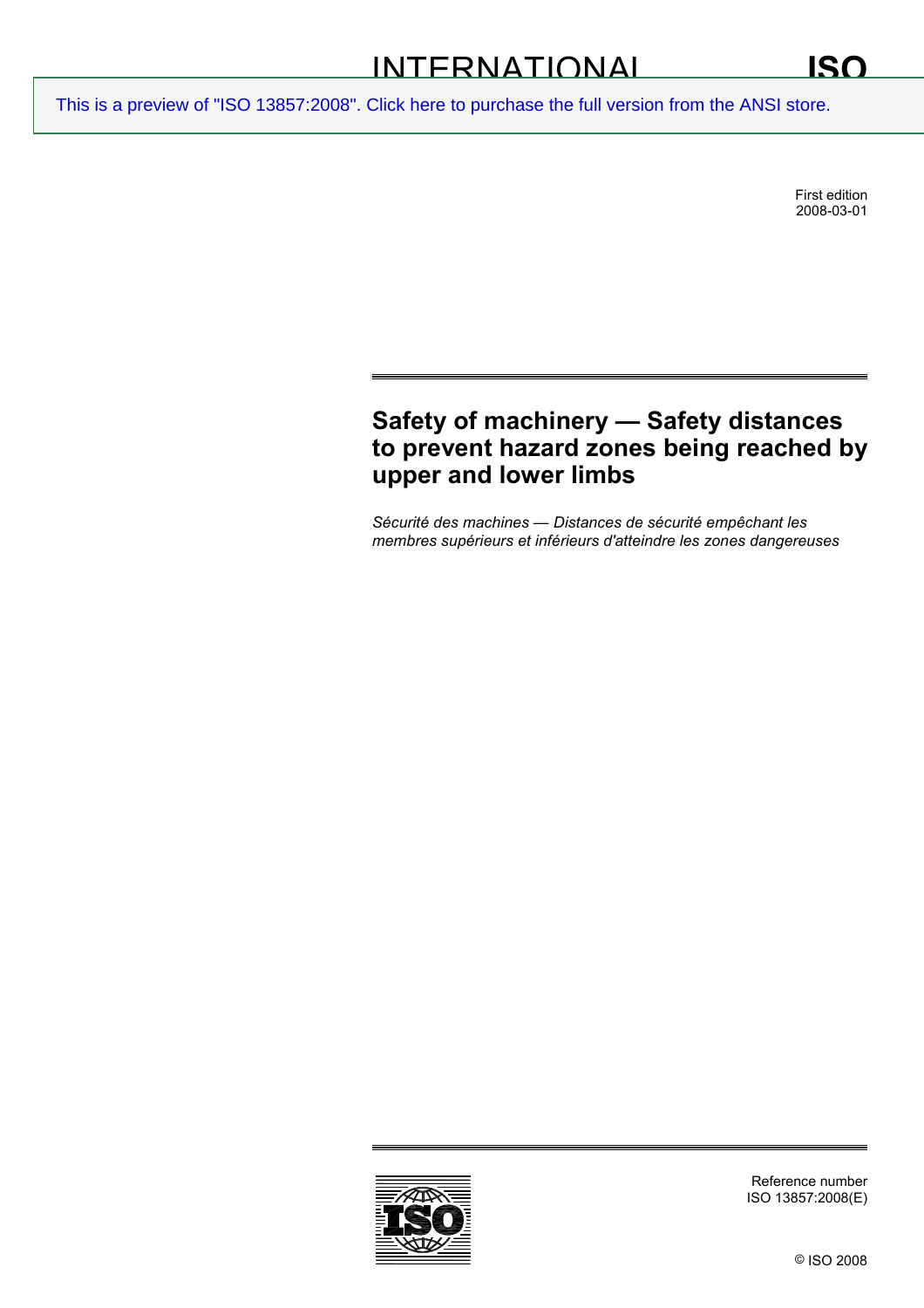INTERNATIONAL STANDARD

ISO 13857

This is a preview of "ISO 13857:2008". Click here to purchase the full version from the ANSI store.

First edition
2008-03-01

# Safety of machinery — Safety distances to prevent hazard zones being reached by upper and lower limbs

*Sécurité des machines — Distances de sécurité empêchant les membres supérieurs et inférieurs d'atteindre les zones dangereuses*

Reference number
ISO 13857:2008(E)

© ISO 2008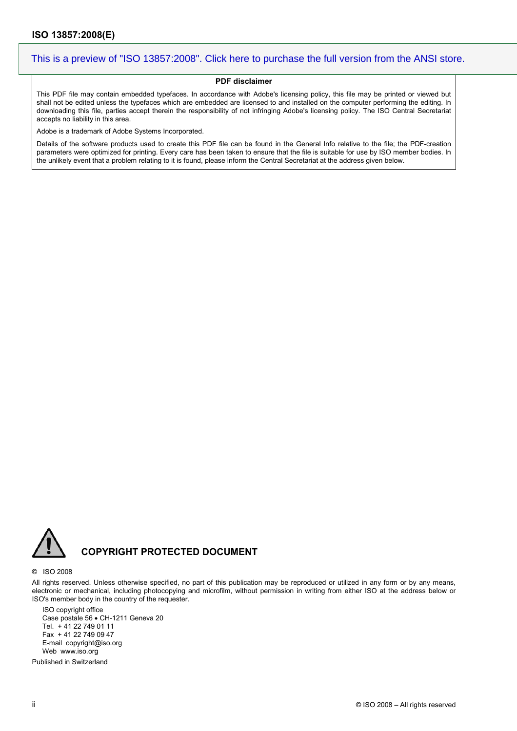This is a preview of "ISO 13857:2008". Click here to purchase the full version from the ANSI store.

**PDF disclaimer**

This PDF file may contain embedded typefaces. In accordance with Adobe's licensing policy, this file may be printed or viewed but shall not be edited unless the typefaces which are embedded are licensed to and installed on the computer performing the editing. In downloading this file, parties accept therein the responsibility of not infringing Adobe's licensing policy. The ISO Central Secretariat accepts no liability in this area.

Adobe is a trademark of Adobe Systems Incorporated.

Details of the software products used to create this PDF file can be found in the General Info relative to the file; the PDF-creation parameters were optimized for printing. Every care has been taken to ensure that the file is suitable for use by ISO member bodies. In the unlikely event that a problem relating to it is found, please inform the Central Secretariat at the address given below.

**COPYRIGHT PROTECTED DOCUMENT**

© ISO 2008

All rights reserved. Unless otherwise specified, no part of this publication may be reproduced or utilized in any form or by any means, electronic or mechanical, including photocopying and microfilm, without permission in writing from either ISO at the address below or ISO's member body in the country of the requester.

ISO copyright office
Case postale 56 • CH-1211 Geneva 20
Tel. + 41 22 749 01 11
Fax + 41 22 749 09 47
E-mail copyright@iso.org
Web www.iso.org

Published in Switzerland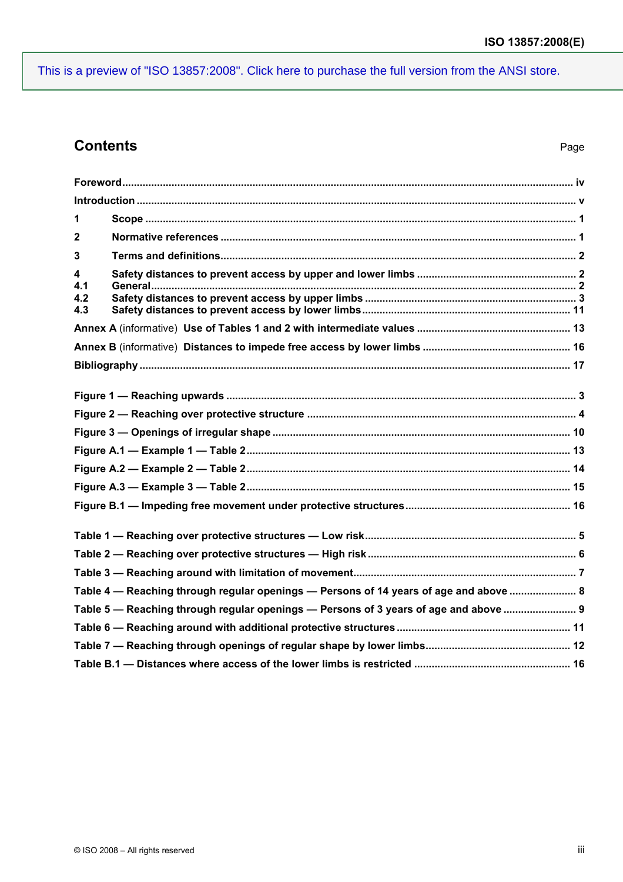This is a preview of "ISO 13857:2008". Click here to purchase the full version from the ANSI store.

# Contents

| | Page |
|---|---|
| **Foreword** | **iv** |
| **Introduction** | **v** |
| **1 Scope** | **1** |
| **2 Normative references** | **1** |
| **3 Terms and definitions** | **2** |
| **4 Safety distances to prevent access by upper and lower limbs** | **2** |
| **4.1 General** | **2** |
| **4.2 Safety distances to prevent access by upper limbs** | **3** |
| **4.3 Safety distances to prevent access by lower limbs** | **11** |
| **Annex A** (informative) **Use of Tables 1 and 2 with intermediate values** | **13** |
| **Annex B** (informative) **Distances to impede free access by lower limbs** | **16** |
| **Bibliography** | **17** |
| **Figure 1 — Reaching upwards** | **3** |
| **Figure 2 — Reaching over protective structure** | **4** |
| **Figure 3 — Openings of irregular shape** | **10** |
| **Figure A.1 — Example 1 — Table 2** | **13** |
| **Figure A.2 — Example 2 — Table 2** | **14** |
| **Figure A.3 — Example 3 — Table 2** | **15** |
| **Figure B.1 — Impeding free movement under protective structures** | **16** |
| **Table 1 — Reaching over protective structures — Low risk** | **5** |
| **Table 2 — Reaching over protective structures — High risk** | **6** |
| **Table 3 — Reaching around with limitation of movement** | **7** |
| **Table 4 — Reaching through regular openings — Persons of 14 years of age and above** | **8** |
| **Table 5 — Reaching through regular openings — Persons of 3 years of age and above** | **9** |
| **Table 6 — Reaching around with additional protective structures** | **11** |
| **Table 7 — Reaching through openings of regular shape by lower limbs** | **12** |
| **Table B.1 — Distances where access of the lower limbs is restricted** | **16** |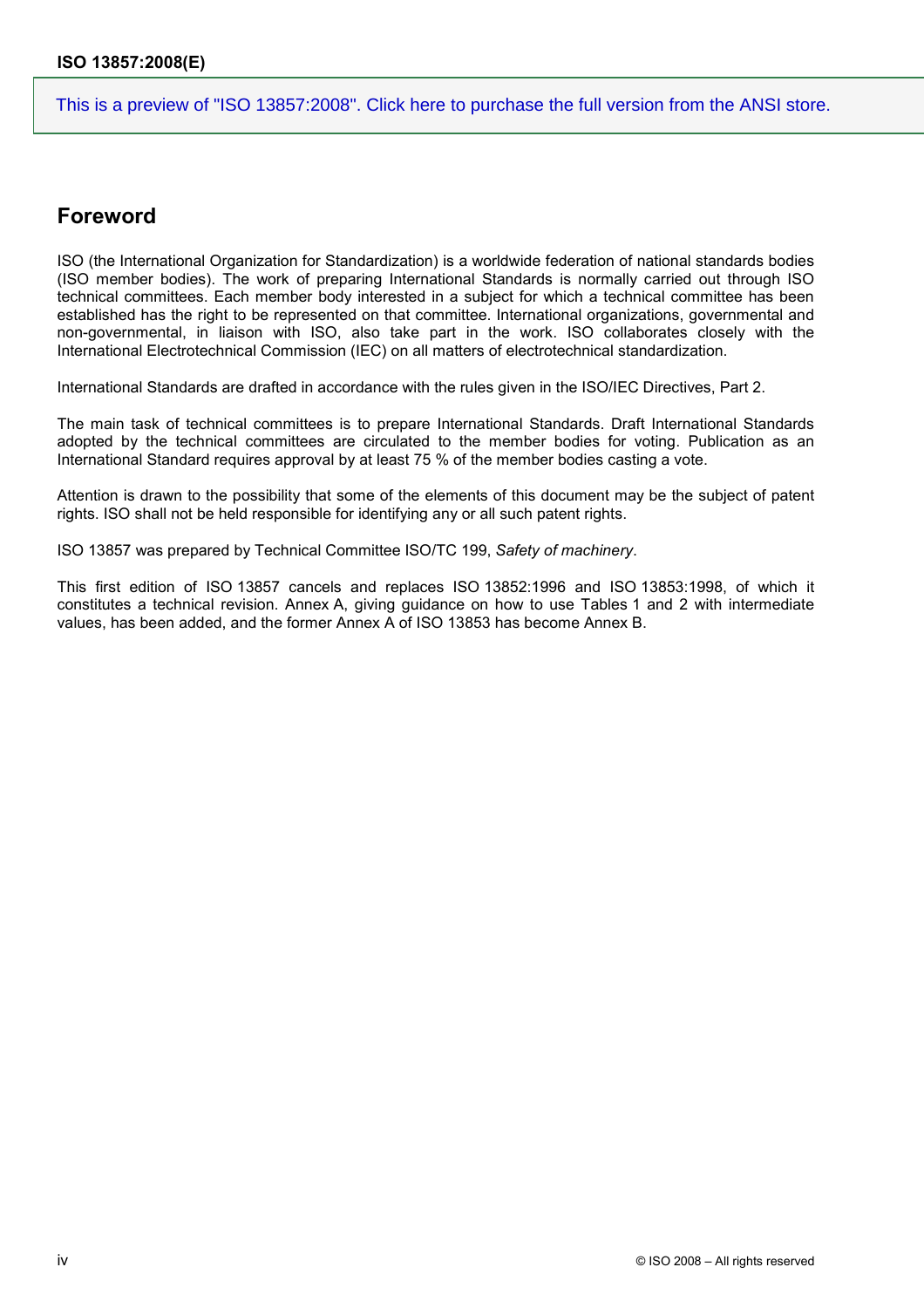## Foreword

ISO (the International Organization for Standardization) is a worldwide federation of national standards bodies (ISO member bodies). The work of preparing International Standards is normally carried out through ISO technical committees. Each member body interested in a subject for which a technical committee has been established has the right to be represented on that committee. International organizations, governmental and non-governmental, in liaison with ISO, also take part in the work. ISO collaborates closely with the International Electrotechnical Commission (IEC) on all matters of electrotechnical standardization.

International Standards are drafted in accordance with the rules given in the ISO/IEC Directives, Part 2.

The main task of technical committees is to prepare International Standards. Draft International Standards adopted by the technical committees are circulated to the member bodies for voting. Publication as an International Standard requires approval by at least 75 % of the member bodies casting a vote.

Attention is drawn to the possibility that some of the elements of this document may be the subject of patent rights. ISO shall not be held responsible for identifying any or all such patent rights.

ISO 13857 was prepared by Technical Committee ISO/TC 199, *Safety of machinery*.

This first edition of ISO 13857 cancels and replaces ISO 13852:1996 and ISO 13853:1998, of which it constitutes a technical revision. Annex A, giving guidance on how to use Tables 1 and 2 with intermediate values, has been added, and the former Annex A of ISO 13853 has become Annex B.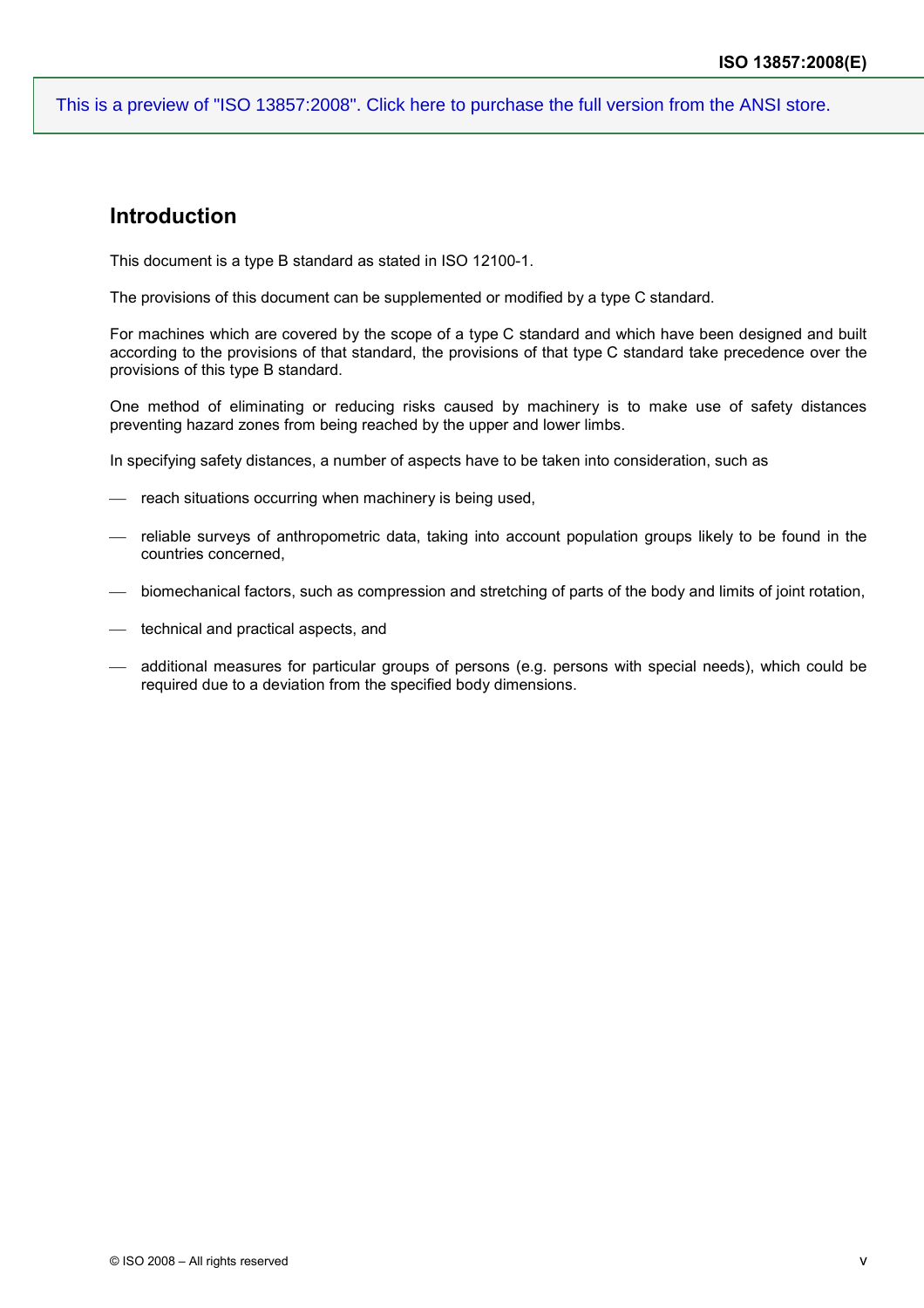## Introduction

This document is a type B standard as stated in ISO 12100-1.

The provisions of this document can be supplemented or modified by a type C standard.

For machines which are covered by the scope of a type C standard and which have been designed and built according to the provisions of that standard, the provisions of that type C standard take precedence over the provisions of this type B standard.

One method of eliminating or reducing risks caused by machinery is to make use of safety distances preventing hazard zones from being reached by the upper and lower limbs.

In specifying safety distances, a number of aspects have to be taken into consideration, such as

- reach situations occurring when machinery is being used,
- reliable surveys of anthropometric data, taking into account population groups likely to be found in the countries concerned,
- biomechanical factors, such as compression and stretching of parts of the body and limits of joint rotation,
- technical and practical aspects, and
- additional measures for particular groups of persons (e.g. persons with special needs), which could be required due to a deviation from the specified body dimensions.